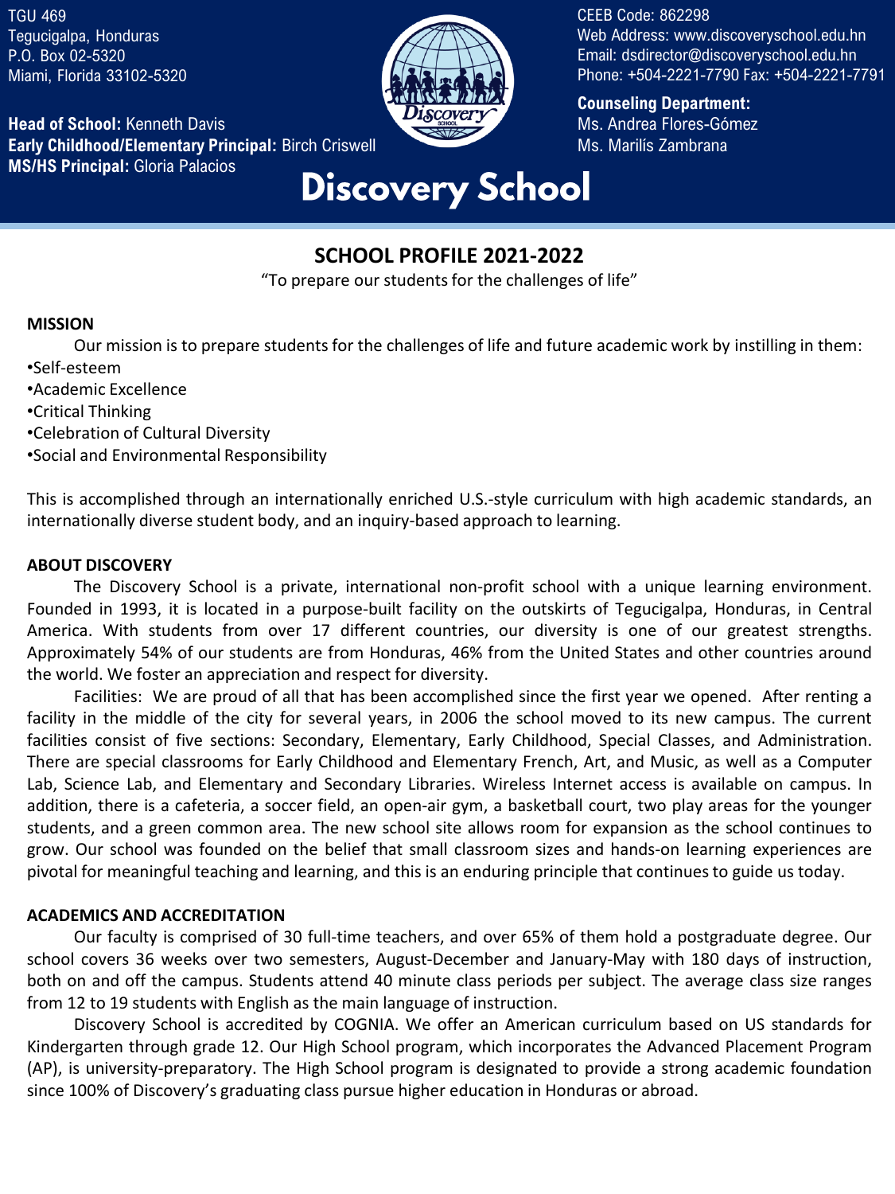TGU 469
Tegucigalpa, Honduras
P.O. Box 02-5320
Miami, Florida 33102-5320

**Head of School:** Kenneth Davis
**Early Childhood/Elementary Principal:** Birch Criswell
**MS/HS Principal:** Gloria Palacios

CEEB Code: 862298
Web Address: www.discoveryschool.edu.hn
Email: dsdirector@discoveryschool.edu.hn
Phone: +504-2221-7790 Fax: +504-2221-7791

**Counseling Department:**
Ms. Andrea Flores-Gómez
Ms. Marilis Zambrana

# Discovery School

## SCHOOL PROFILE 2021-2022

"To prepare our students for the challenges of life"

**MISSION**

Our mission is to prepare students for the challenges of life and future academic work by instilling in them:

- Self-esteem
- Academic Excellence
- Critical Thinking
- Celebration of Cultural Diversity
- Social and Environmental Responsibility

This is accomplished through an internationally enriched U.S.-style curriculum with high academic standards, an internationally diverse student body, and an inquiry-based approach to learning.

**ABOUT DISCOVERY**

The Discovery School is a private, international non-profit school with a unique learning environment. Founded in 1993, it is located in a purpose-built facility on the outskirts of Tegucigalpa, Honduras, in Central America. With students from over 17 different countries, our diversity is one of our greatest strengths. Approximately 54% of our students are from Honduras, 46% from the United States and other countries around the world. We foster an appreciation and respect for diversity.

Facilities: We are proud of all that has been accomplished since the first year we opened. After renting a facility in the middle of the city for several years, in 2006 the school moved to its new campus. The current facilities consist of five sections: Secondary, Elementary, Early Childhood, Special Classes, and Administration. There are special classrooms for Early Childhood and Elementary French, Art, and Music, as well as a Computer Lab, Science Lab, and Elementary and Secondary Libraries. Wireless Internet access is available on campus. In addition, there is a cafeteria, a soccer field, an open-air gym, a basketball court, two play areas for the younger students, and a green common area. The new school site allows room for expansion as the school continues to grow. Our school was founded on the belief that small classroom sizes and hands-on learning experiences are pivotal for meaningful teaching and learning, and this is an enduring principle that continues to guide us today.

**ACADEMICS AND ACCREDITATION**

Our faculty is comprised of 30 full-time teachers, and over 65% of them hold a postgraduate degree. Our school covers 36 weeks over two semesters, August-December and January-May with 180 days of instruction, both on and off the campus. Students attend 40 minute class periods per subject. The average class size ranges from 12 to 19 students with English as the main language of instruction.

Discovery School is accredited by COGNIA. We offer an American curriculum based on US standards for Kindergarten through grade 12. Our High School program, which incorporates the Advanced Placement Program (AP), is university-preparatory. The High School program is designated to provide a strong academic foundation since 100% of Discovery's graduating class pursue higher education in Honduras or abroad.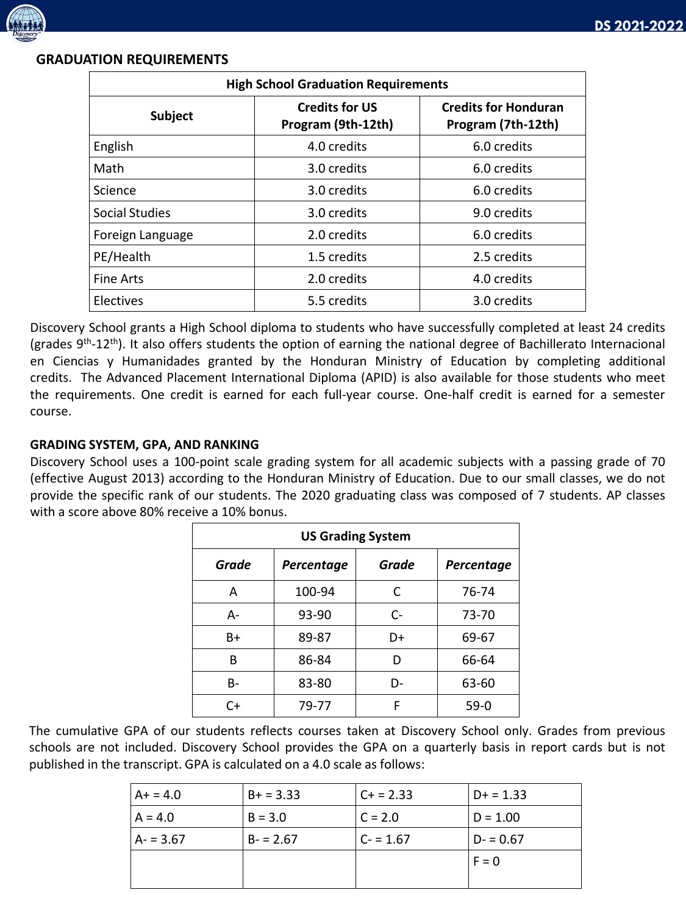## GRADUATION REQUIREMENTS

| High School Graduation Requirements | | |
|---|---|---|
| **Subject** | **Credits for US Program (9th-12th)** | **Credits for Honduran Program (7th-12th)** |
| English | 4.0 credits | 6.0 credits |
| Math | 3.0 credits | 6.0 credits |
| Science | 3.0 credits | 6.0 credits |
| Social Studies | 3.0 credits | 9.0 credits |
| Foreign Language | 2.0 credits | 6.0 credits |
| PE/Health | 1.5 credits | 2.5 credits |
| Fine Arts | 2.0 credits | 4.0 credits |
| Electives | 5.5 credits | 3.0 credits |

Discovery School grants a High School diploma to students who have successfully completed at least 24 credits (grades 9th-12th). It also offers students the option of earning the national degree of Bachillerato Internacional en Ciencias y Humanidades granted by the Honduran Ministry of Education by completing additional credits. The Advanced Placement International Diploma (APID) is also available for those students who meet the requirements. One credit is earned for each full-year course. One-half credit is earned for a semester course.

**GRADING SYSTEM, GPA, AND RANKING**

Discovery School uses a 100-point scale grading system for all academic subjects with a passing grade of 70 (effective August 2013) according to the Honduran Ministry of Education. Due to our small classes, we do not provide the specific rank of our students. The 2020 graduating class was composed of 7 students. AP classes with a score above 80% receive a 10% bonus.

| US Grading System | | | |
|---|---|---|---|
| ***Grade*** | ***Percentage*** | ***Grade*** | ***Percentage*** |
| A | 100-94 | C | 76-74 |
| A- | 93-90 | C- | 73-70 |
| B+ | 89-87 | D+ | 69-67 |
| B | 86-84 | D | 66-64 |
| B- | 83-80 | D- | 63-60 |
| C+ | 79-77 | F | 59-0 |

The cumulative GPA of our students reflects courses taken at Discovery School only. Grades from previous schools are not included. Discovery School provides the GPA on a quarterly basis in report cards but is not published in the transcript. GPA is calculated on a 4.0 scale as follows:

| | | | |
|---|---|---|---|
| A+ = 4.0 | B+ = 3.33 | C+ = 2.33 | D+ = 1.33 |
| A = 4.0 | B = 3.0 | C = 2.0 | D = 1.00 |
| A- = 3.67 | B- = 2.67 | C- = 1.67 | D- = 0.67 |
| | | | F = 0 |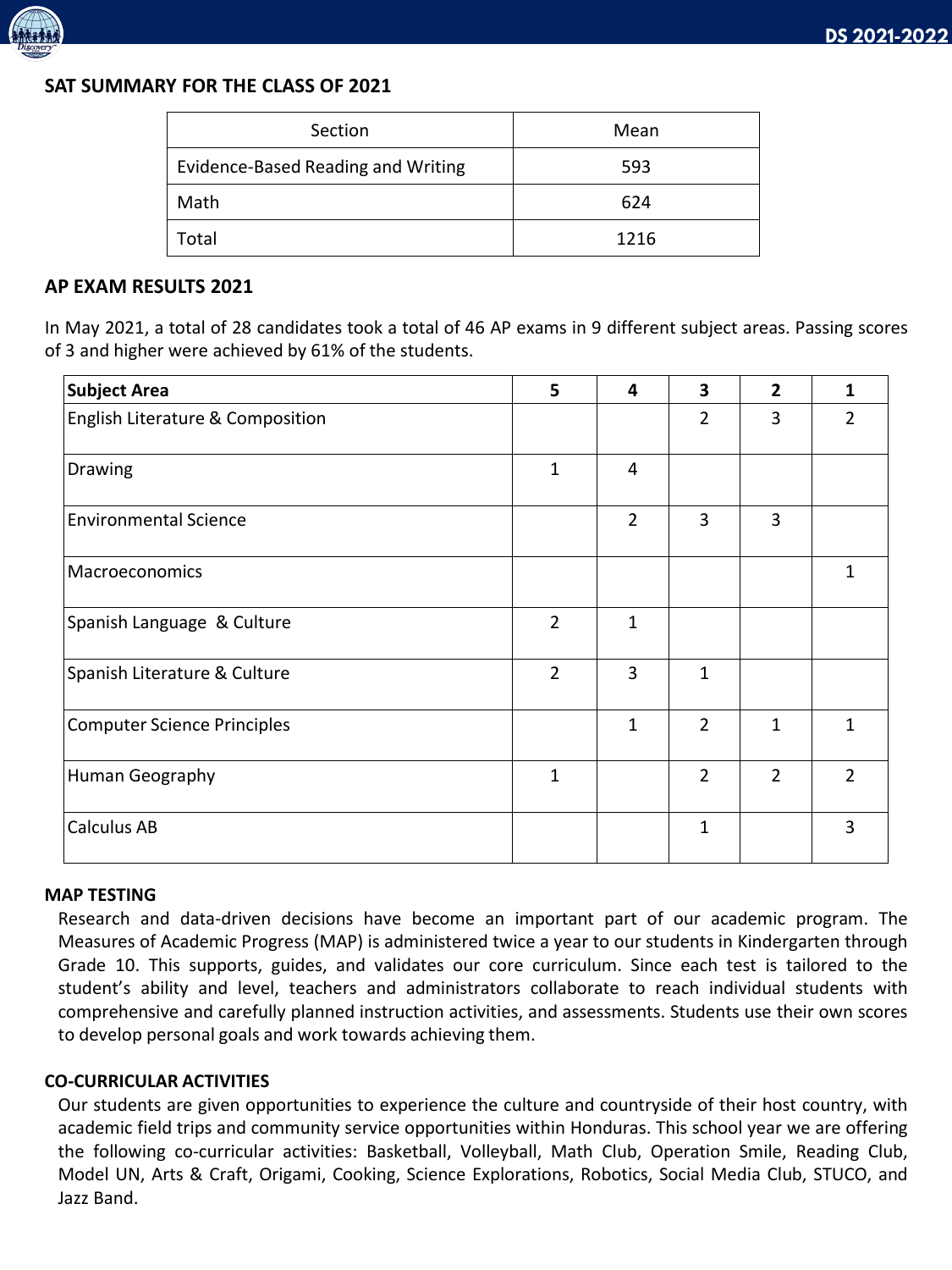## SAT SUMMARY FOR THE CLASS OF 2021

| Section | Mean |
|---|---|
| Evidence-Based Reading and Writing | 593 |
| Math | 624 |
| Total | 1216 |

## AP EXAM RESULTS 2021

In May 2021, a total of 28 candidates took a total of 46 AP exams in 9 different subject areas. Passing scores of 3 and higher were achieved by 61% of the students.

| Subject Area | 5 | 4 | 3 | 2 | 1 |
|---|---|---|---|---|---|
| English Literature & Composition | | | 2 | 3 | 2 |
| Drawing | 1 | 4 | | | |
| Environmental Science | | 2 | 3 | 3 | |
| Macroeconomics | | | | | 1 |
| Spanish Language & Culture | 2 | 1 | | | |
| Spanish Literature & Culture | 2 | 3 | 1 | | |
| Computer Science Principles | | 1 | 2 | 1 | 1 |
| Human Geography | 1 | | 2 | 2 | 2 |
| Calculus AB | | | 1 | | 3 |

## MAP TESTING

Research and data-driven decisions have become an important part of our academic program. The Measures of Academic Progress (MAP) is administered twice a year to our students in Kindergarten through Grade 10. This supports, guides, and validates our core curriculum. Since each test is tailored to the student's ability and level, teachers and administrators collaborate to reach individual students with comprehensive and carefully planned instruction activities, and assessments. Students use their own scores to develop personal goals and work towards achieving them.

## CO-CURRICULAR ACTIVITIES

Our students are given opportunities to experience the culture and countryside of their host country, with academic field trips and community service opportunities within Honduras. This school year we are offering the following co-curricular activities: Basketball, Volleyball, Math Club, Operation Smile, Reading Club, Model UN, Arts & Craft, Origami, Cooking, Science Explorations, Robotics, Social Media Club, STUCO, and Jazz Band.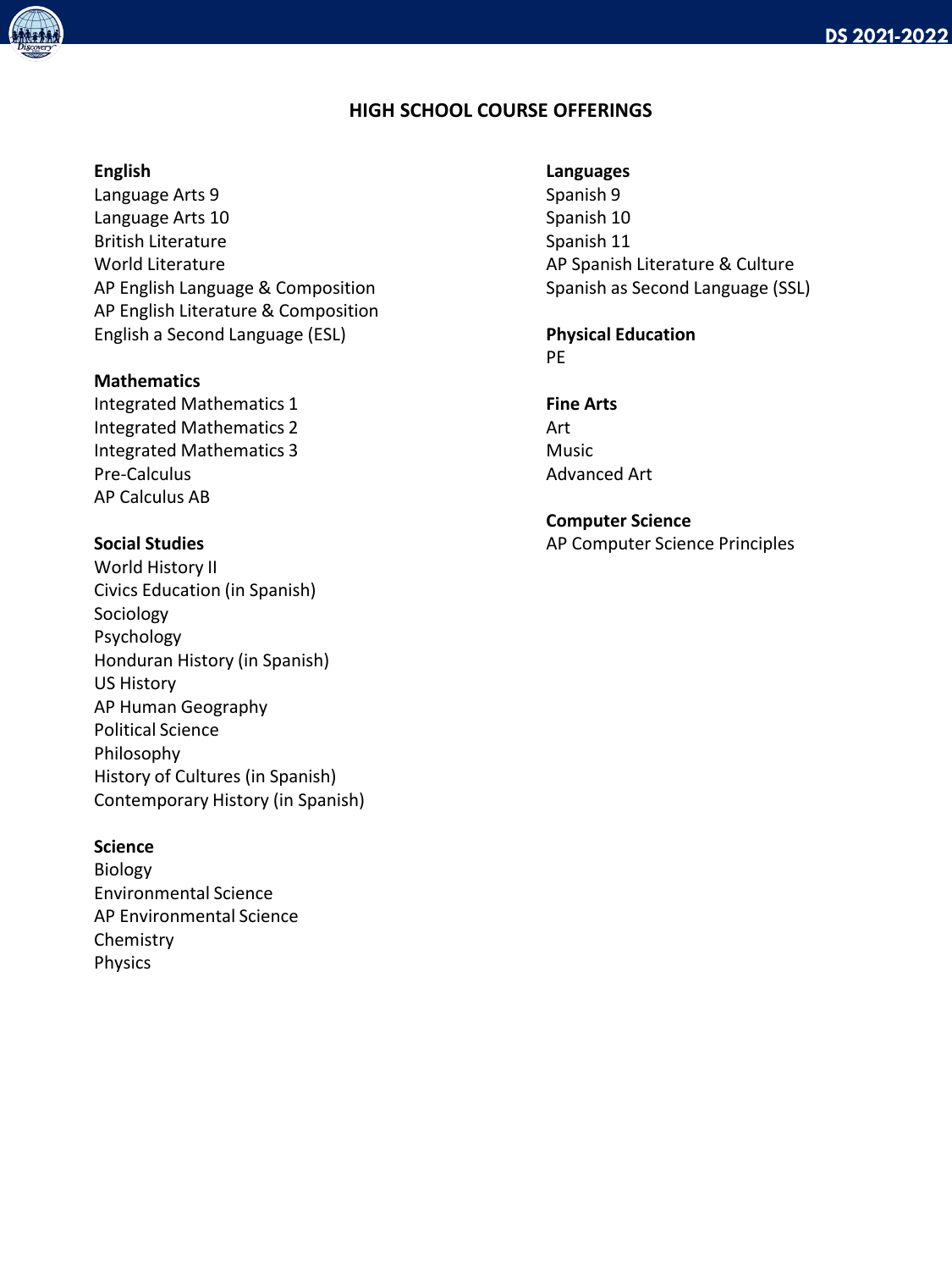# HIGH SCHOOL COURSE OFFERINGS

**English**

Language Arts 9
Language Arts 10
British Literature
World Literature
AP English Language & Composition
AP English Literature & Composition
English a Second Language (ESL)

**Mathematics**

Integrated Mathematics 1
Integrated Mathematics 2
Integrated Mathematics 3
Pre-Calculus
AP Calculus AB

**Social Studies**

World History II
Civics Education (in Spanish)
Sociology
Psychology
Honduran History (in Spanish)
US History
AP Human Geography
Political Science
Philosophy
History of Cultures (in Spanish)
Contemporary History (in Spanish)

**Science**

Biology
Environmental Science
AP Environmental Science
Chemistry
Physics

**Languages**

Spanish 9
Spanish 10
Spanish 11
AP Spanish Literature & Culture
Spanish as Second Language (SSL)

**Physical Education**

PE

**Fine Arts**

Art
Music
Advanced Art

**Computer Science**

AP Computer Science Principles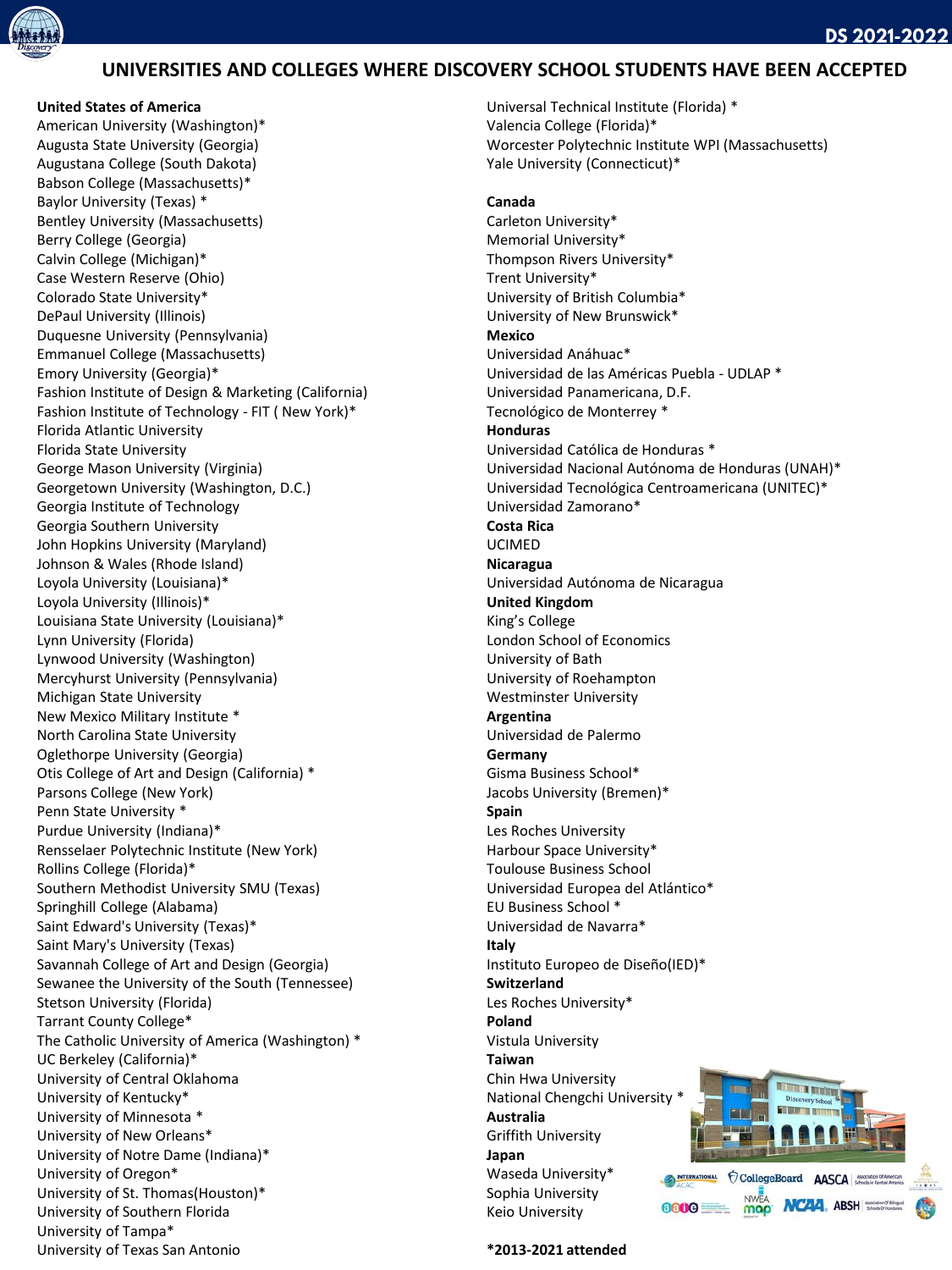# UNIVERSITIES AND COLLEGES WHERE DISCOVERY SCHOOL STUDENTS HAVE BEEN ACCEPTED

**United States of America**

American University (Washington)*
Augusta State University (Georgia)
Augustana College (South Dakota)
Babson College (Massachusetts)*
Baylor University (Texas) *
Bentley University (Massachusetts)
Berry College (Georgia)
Calvin College (Michigan)*
Case Western Reserve (Ohio)
Colorado State University*
DePaul University (Illinois)
Duquesne University (Pennsylvania)
Emmanuel College (Massachusetts)
Emory University (Georgia)*
Fashion Institute of Design & Marketing (California)
Fashion Institute of Technology - FIT ( New York)*
Florida Atlantic University
Florida State University
George Mason University (Virginia)
Georgetown University (Washington, D.C.)
Georgia Institute of Technology
Georgia Southern University
John Hopkins University (Maryland)
Johnson & Wales (Rhode Island)
Loyola University (Louisiana)*
Loyola University (Illinois)*
Louisiana State University (Louisiana)*
Lynn University (Florida)
Lynwood University (Washington)
Mercyhurst University (Pennsylvania)
Michigan State University
New Mexico Military Institute *
North Carolina State University
Oglethorpe University (Georgia)
Otis College of Art and Design (California) *
Parsons College (New York)
Penn State University *
Purdue University (Indiana)*
Rensselaer Polytechnic Institute (New York)
Rollins College (Florida)*
Southern Methodist University SMU (Texas)
Springhill College (Alabama)
Saint Edward's University (Texas)*
Saint Mary's University (Texas)
Savannah College of Art and Design (Georgia)
Sewanee the University of the South (Tennessee)
Stetson University (Florida)
Tarrant County College*
The Catholic University of America (Washington) *
UC Berkeley (California)*
University of Central Oklahoma
University of Kentucky*
University of Minnesota *
University of New Orleans*
University of Notre Dame (Indiana)*
University of Oregon*
University of St. Thomas(Houston)*
University of Southern Florida
University of Tampa*
University of Texas San Antonio
Universal Technical Institute (Florida) *
Valencia College (Florida)*
Worcester Polytechnic Institute WPI (Massachusetts)
Yale University (Connecticut)*

**Canada**

Carleton University*
Memorial University*
Thompson Rivers University*
Trent University*
University of British Columbia*
University of New Brunswick*

**Mexico**

Universidad Anáhuac*
Universidad de las Américas Puebla - UDLAP *
Universidad Panamericana, D.F.
Tecnológico de Monterrey *

**Honduras**

Universidad Católica de Honduras *
Universidad Nacional Autónoma de Honduras (UNAH)*
Universidad Tecnológica Centroamericana (UNITEC)*
Universidad Zamorano*

**Costa Rica**

UCIMED

**Nicaragua**

Universidad Autónoma de Nicaragua

**United Kingdom**

King's College
London School of Economics
University of Bath
University of Roehampton
Westminster University

**Argentina**

Universidad de Palermo

**Germany**

Gisma Business School*
Jacobs University (Bremen)*

**Spain**

Les Roches University
Harbour Space University*
Toulouse Business School
Universidad Europea del Atlántico*
EU Business School *
Universidad de Navarra*

**Italy**

Instituto Europeo de Diseño(IED)*

**Switzerland**

Les Roches University*

**Poland**

Vistula University

**Taiwan**

Chin Hwa University
National Chengchi University *

**Australia**

Griffith University

**Japan**

Waseda University*
Sophia University
Keio University

**\*2013-2021 attended**